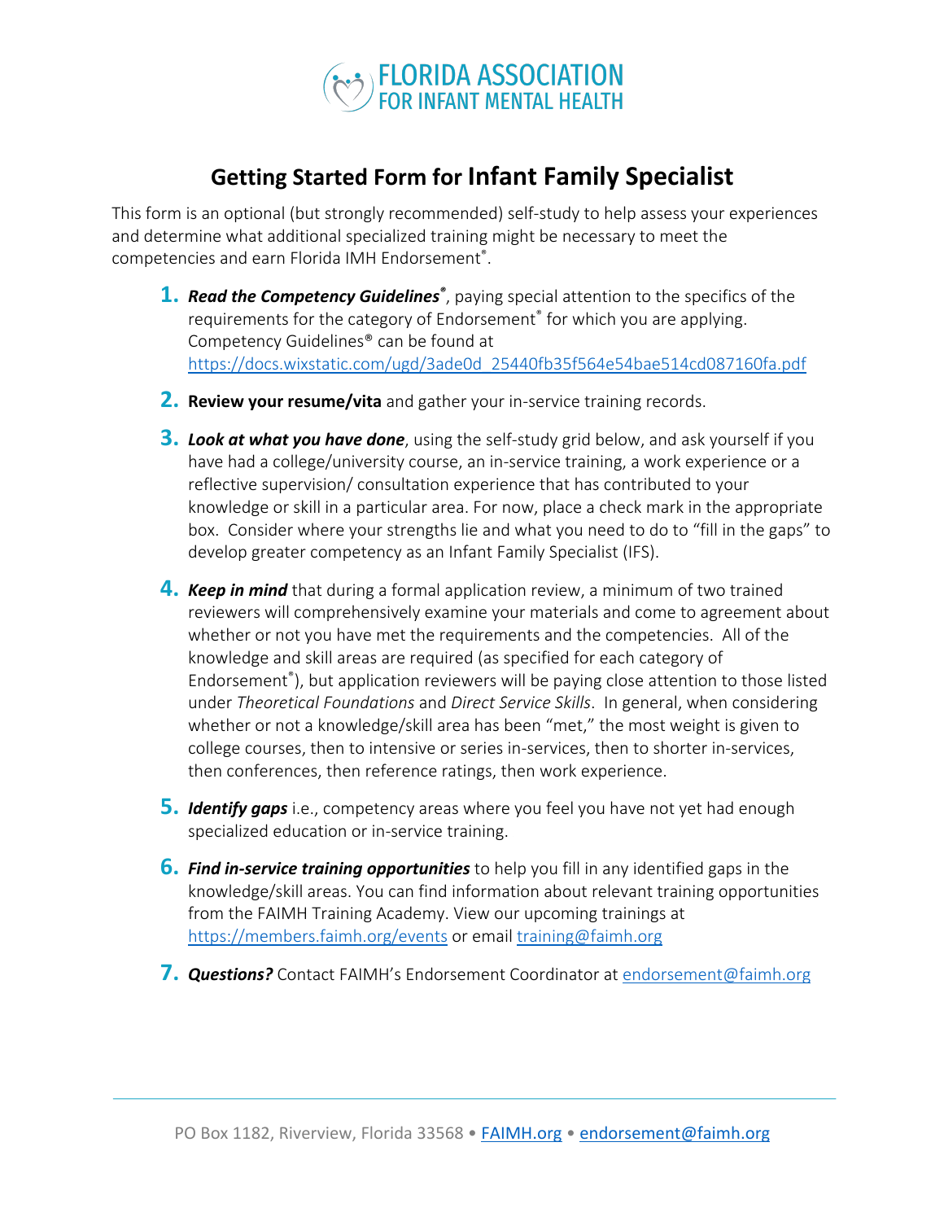FLORIDA ASSOCIATION
FOR INFANT MENTAL HEALTH

# Getting Started Form for Infant Family Specialist

This form is an optional (but strongly recommended) self-study to help assess your experiences and determine what additional specialized training might be necessary to meet the competencies and earn Florida IMH Endorsement®.

1. ***Read the Competency Guidelines®***, paying special attention to the specifics of the requirements for the category of Endorsement® for which you are applying. Competency Guidelines® can be found at https://docs.wixstatic.com/ugd/3ade0d_25440fb35f564e54bae514cd087160fa.pdf

2. **Review your resume/vita** and gather your in-service training records.

3. ***Look at what you have done***, using the self-study grid below, and ask yourself if you have had a college/university course, an in-service training, a work experience or a reflective supervision/ consultation experience that has contributed to your knowledge or skill in a particular area. For now, place a check mark in the appropriate box. Consider where your strengths lie and what you need to do to "fill in the gaps" to develop greater competency as an Infant Family Specialist (IFS).

4. ***Keep in mind*** that during a formal application review, a minimum of two trained reviewers will comprehensively examine your materials and come to agreement about whether or not you have met the requirements and the competencies. All of the knowledge and skill areas are required (as specified for each category of Endorsement®), but application reviewers will be paying close attention to those listed under *Theoretical Foundations* and *Direct Service Skills*. In general, when considering whether or not a knowledge/skill area has been "met," the most weight is given to college courses, then to intensive or series in-services, then to shorter in-services, then conferences, then reference ratings, then work experience.

5. ***Identify gaps*** i.e., competency areas where you feel you have not yet had enough specialized education or in-service training.

6. ***Find in-service training opportunities*** to help you fill in any identified gaps in the knowledge/skill areas. You can find information about relevant training opportunities from the FAIMH Training Academy. View our upcoming trainings at https://members.faimh.org/events or email training@faimh.org

7. ***Questions?*** Contact FAIMH's Endorsement Coordinator at endorsement@faimh.org

PO Box 1182, Riverview, Florida 33568 • FAIMH.org • endorsement@faimh.org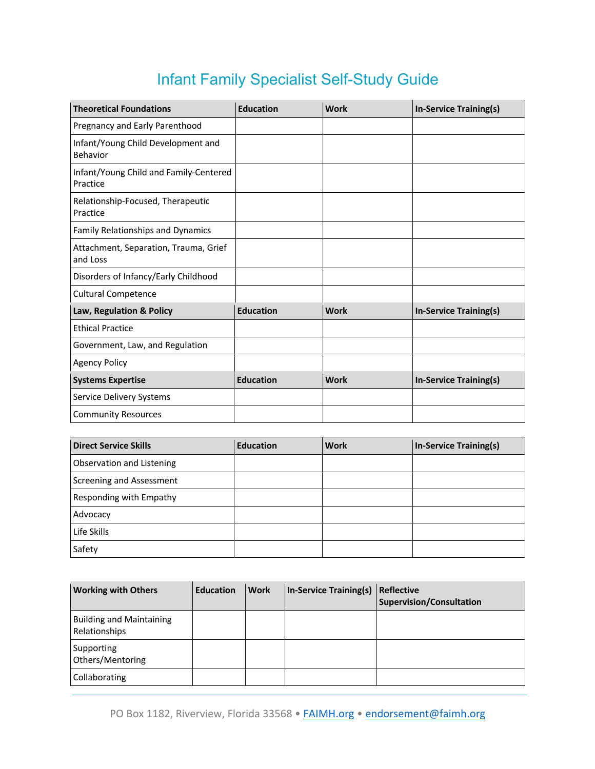# Infant Family Specialist Self-Study Guide

| Theoretical Foundations | Education | Work | In-Service Training(s) |
|---|---|---|---|
| Pregnancy and Early Parenthood | | | |
| Infant/Young Child Development and Behavior | | | |
| Infant/Young Child and Family-Centered Practice | | | |
| Relationship-Focused, Therapeutic Practice | | | |
| Family Relationships and Dynamics | | | |
| Attachment, Separation, Trauma, Grief and Loss | | | |
| Disorders of Infancy/Early Childhood | | | |
| Cultural Competence | | | |
| **Law, Regulation & Policy** | **Education** | **Work** | **In-Service Training(s)** |
| Ethical Practice | | | |
| Government, Law, and Regulation | | | |
| Agency Policy | | | |
| **Systems Expertise** | **Education** | **Work** | **In-Service Training(s)** |
| Service Delivery Systems | | | |
| Community Resources | | | |

| Direct Service Skills | Education | Work | In-Service Training(s) |
|---|---|---|---|
| Observation and Listening | | | |
| Screening and Assessment | | | |
| Responding with Empathy | | | |
| Advocacy | | | |
| Life Skills | | | |
| Safety | | | |

| Working with Others | Education | Work | In-Service Training(s) | Reflective Supervision/Consultation |
|---|---|---|---|---|
| Building and Maintaining Relationships | | | | |
| Supporting Others/Mentoring | | | | |
| Collaborating | | | | |

PO Box 1182, Riverview, Florida 33568 • FAIMH.org • endorsement@faimh.org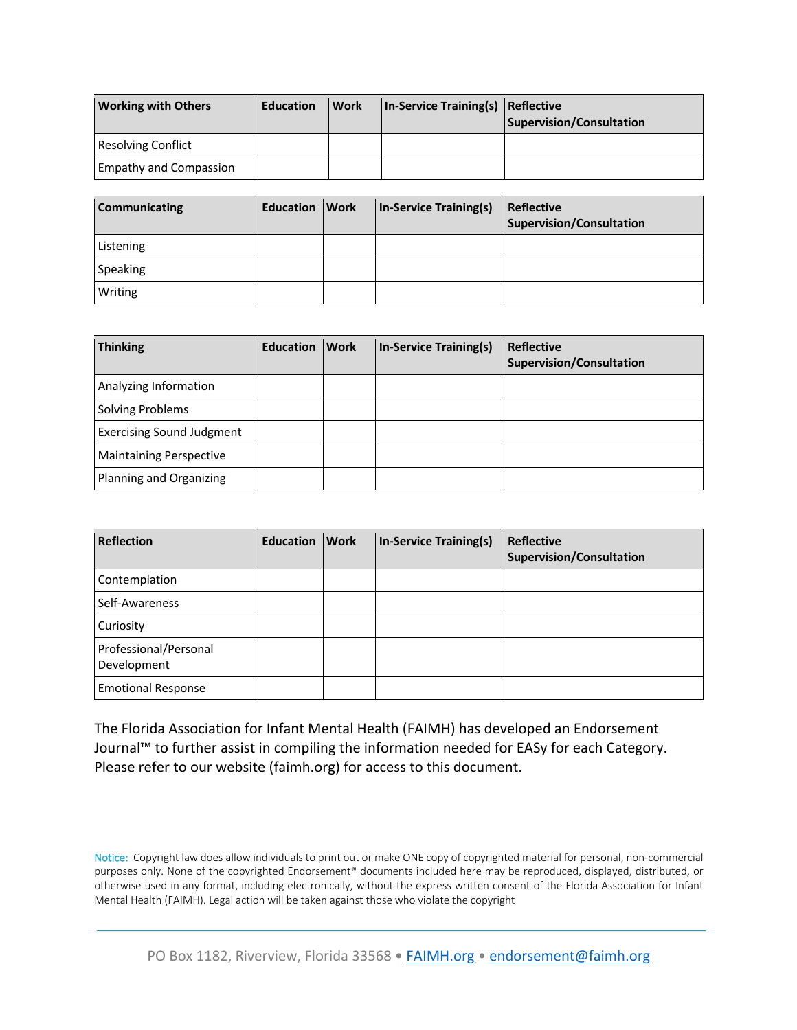| Working with Others | Education | Work | In-Service Training(s) | Reflective Supervision/Consultation |
|---|---|---|---|---|
| Resolving Conflict | | | | |
| Empathy and Compassion | | | | |

| Communicating | Education | Work | In-Service Training(s) | Reflective Supervision/Consultation |
|---|---|---|---|---|
| Listening | | | | |
| Speaking | | | | |
| Writing | | | | |

| Thinking | Education | Work | In-Service Training(s) | Reflective Supervision/Consultation |
|---|---|---|---|---|
| Analyzing Information | | | | |
| Solving Problems | | | | |
| Exercising Sound Judgment | | | | |
| Maintaining Perspective | | | | |
| Planning and Organizing | | | | |

| Reflection | Education | Work | In-Service Training(s) | Reflective Supervision/Consultation |
|---|---|---|---|---|
| Contemplation | | | | |
| Self-Awareness | | | | |
| Curiosity | | | | |
| Professional/Personal Development | | | | |
| Emotional Response | | | | |

The Florida Association for Infant Mental Health (FAIMH) has developed an Endorsement Journal™ to further assist in compiling the information needed for EASy for each Category. Please refer to our website (faimh.org) for access to this document.

Notice: Copyright law does allow individuals to print out or make ONE copy of copyrighted material for personal, non-commercial purposes only. None of the copyrighted Endorsement® documents included here may be reproduced, displayed, distributed, or otherwise used in any format, including electronically, without the express written consent of the Florida Association for Infant Mental Health (FAIMH). Legal action will be taken against those who violate the copyright

PO Box 1182, Riverview, Florida 33568 • FAIMH.org • endorsement@faimh.org